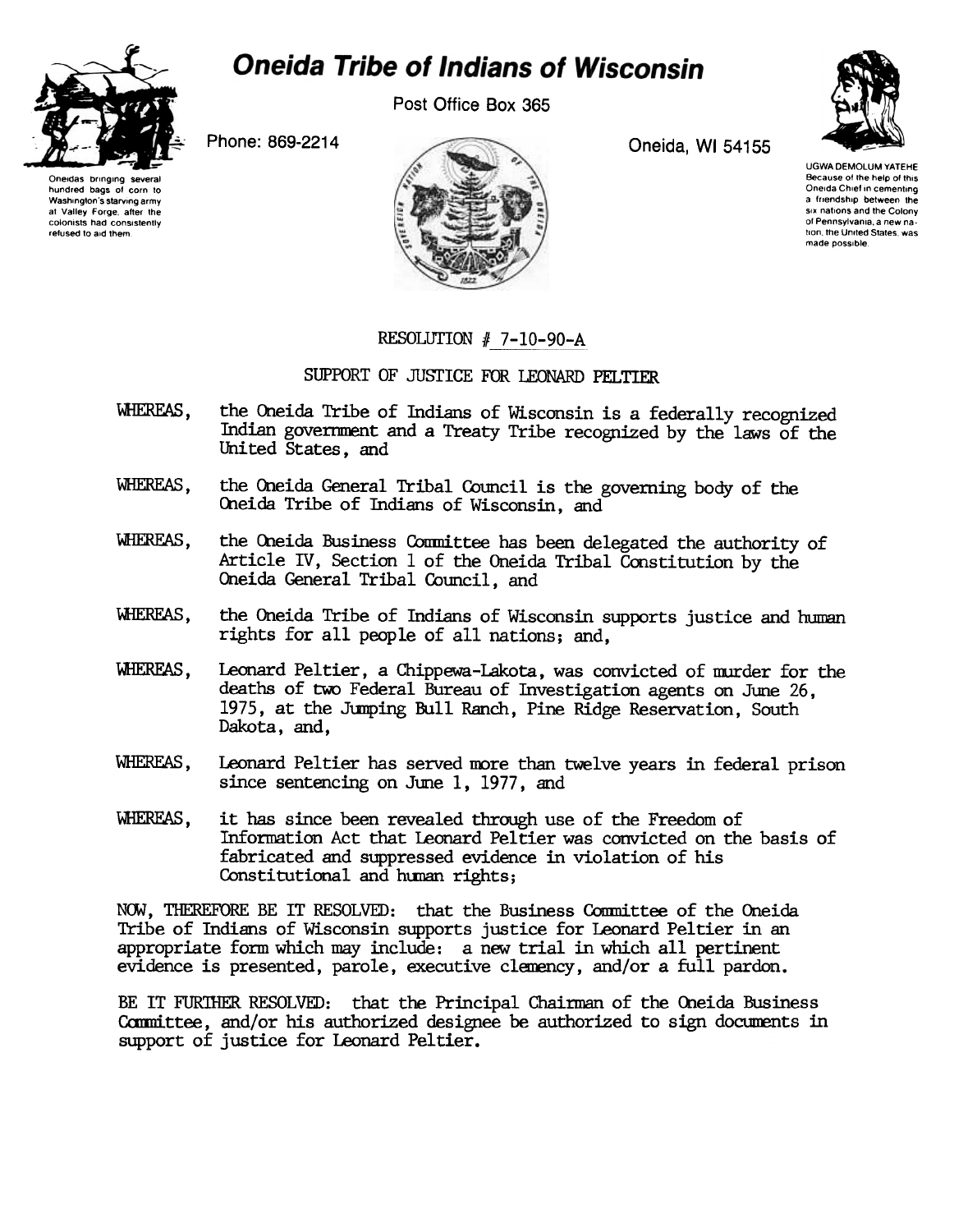# Oneida Tribe of Indians of Wisconsin

Post Office Box 365

Phone: 869-2214

Oneida, WI 54155

Oneidas bringing several hundred bags of corn to Washington's starving army at Valley Forge, after the colonists had consistently refused to aid them.

UGWA DEMOLUM YATEHE
Because of the help of this Oneida Chief in cementing a friendship between the six nations and the Colony of Pennsylvania, a new nation, the United States, was made possible.

## RESOLUTION # 7-10-90-A

## SUPPORT OF JUSTICE FOR LEONARD PELTIER

WHEREAS, the Oneida Tribe of Indians of Wisconsin is a federally recognized Indian government and a Treaty Tribe recognized by the laws of the United States, and

WHEREAS, the Oneida General Tribal Council is the governing body of the Oneida Tribe of Indians of Wisconsin, and

WHEREAS, the Oneida Business Committee has been delegated the authority of Article IV, Section 1 of the Oneida Tribal Constitution by the Oneida General Tribal Council, and

WHEREAS, the Oneida Tribe of Indians of Wisconsin supports justice and human rights for all people of all nations; and,

WHEREAS, Leonard Peltier, a Chippewa-Lakota, was convicted of murder for the deaths of two Federal Bureau of Investigation agents on June 26, 1975, at the Jumping Bull Ranch, Pine Ridge Reservation, South Dakota, and,

WHEREAS, Leonard Peltier has served more than twelve years in federal prison since sentencing on June 1, 1977, and

WHEREAS, it has since been revealed through use of the Freedom of Information Act that Leonard Peltier was convicted on the basis of fabricated and suppressed evidence in violation of his Constitutional and human rights;

NOW, THEREFORE BE IT RESOLVED: that the Business Committee of the Oneida Tribe of Indians of Wisconsin supports justice for Leonard Peltier in an appropriate form which may include: a new trial in which all pertinent evidence is presented, parole, executive clemency, and/or a full pardon.

BE IT FURTHER RESOLVED: that the Principal Chairman of the Oneida Business Committee, and/or his authorized designee be authorized to sign documents in support of justice for Leonard Peltier.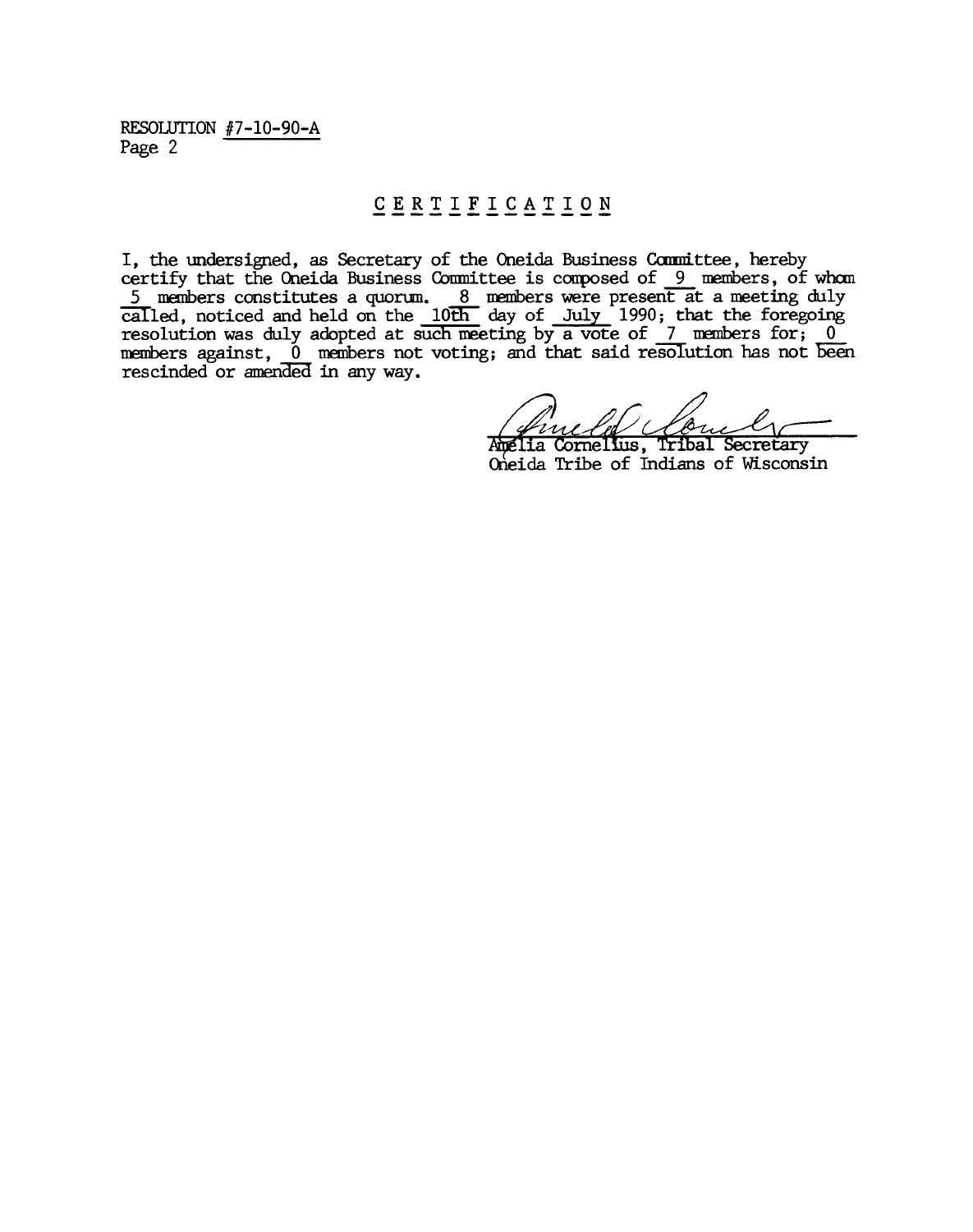RESOLUTION #7-10-90-A
Page 2

## CERTIFICATION

I, the undersigned, as Secretary of the Oneida Business Committee, hereby certify that the Oneida Business Committee is composed of 9 members, of whom 5 members constitutes a quorum. 8 members were present at a meeting duly called, noticed and held on the 10th day of July 1990; that the foregoing resolution was duly adopted at such meeting by a vote of 7 members for; 0 members against, 0 members not voting; and that said resolution has not been rescinded or amended in any way.

Amelia Cornelius, Tribal Secretary
Oneida Tribe of Indians of Wisconsin